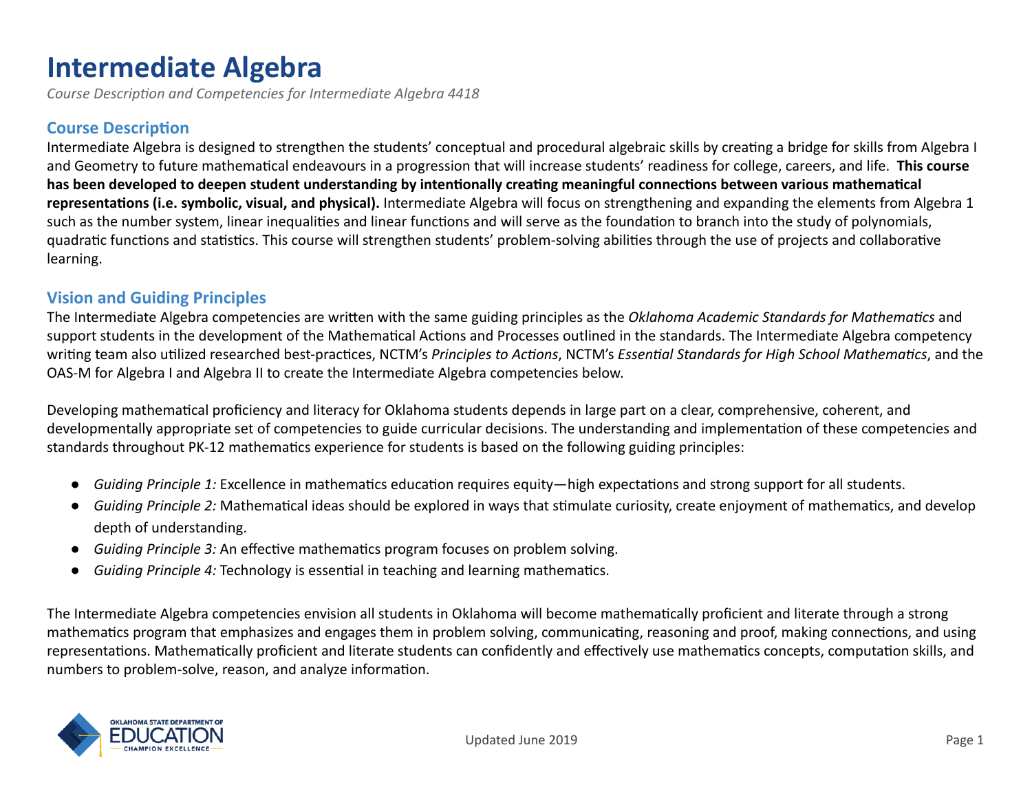# Intermediate Algebra

*Course Description and Competencies for Intermediate Algebra 4418*

## Course Description

Intermediate Algebra is designed to strengthen the students' conceptual and procedural algebraic skills by creating a bridge for skills from Algebra I and Geometry to future mathematical endeavours in a progression that will increase students' readiness for college, careers, and life. **This course has been developed to deepen student understanding by intentionally creating meaningful connections between various mathematical representations (i.e. symbolic, visual, and physical).** Intermediate Algebra will focus on strengthening and expanding the elements from Algebra 1 such as the number system, linear inequalities and linear functions and will serve as the foundation to branch into the study of polynomials, quadratic functions and statistics. This course will strengthen students' problem-solving abilities through the use of projects and collaborative learning.

## Vision and Guiding Principles

The Intermediate Algebra competencies are written with the same guiding principles as the *Oklahoma Academic Standards for Mathematics* and support students in the development of the Mathematical Actions and Processes outlined in the standards. The Intermediate Algebra competency writing team also utilized researched best-practices, NCTM's *Principles to Actions*, NCTM's *Essential Standards for High School Mathematics*, and the OAS-M for Algebra I and Algebra II to create the Intermediate Algebra competencies below.

Developing mathematical proficiency and literacy for Oklahoma students depends in large part on a clear, comprehensive, coherent, and developmentally appropriate set of competencies to guide curricular decisions. The understanding and implementation of these competencies and standards throughout PK-12 mathematics experience for students is based on the following guiding principles:

- *Guiding Principle 1:* Excellence in mathematics education requires equity—high expectations and strong support for all students.
- *Guiding Principle 2:* Mathematical ideas should be explored in ways that stimulate curiosity, create enjoyment of mathematics, and develop depth of understanding.
- *Guiding Principle 3:* An effective mathematics program focuses on problem solving.
- *Guiding Principle 4:* Technology is essential in teaching and learning mathematics.

The Intermediate Algebra competencies envision all students in Oklahoma will become mathematically proficient and literate through a strong mathematics program that emphasizes and engages them in problem solving, communicating, reasoning and proof, making connections, and using representations. Mathematically proficient and literate students can confidently and effectively use mathematics concepts, computation skills, and numbers to problem-solve, reason, and analyze information.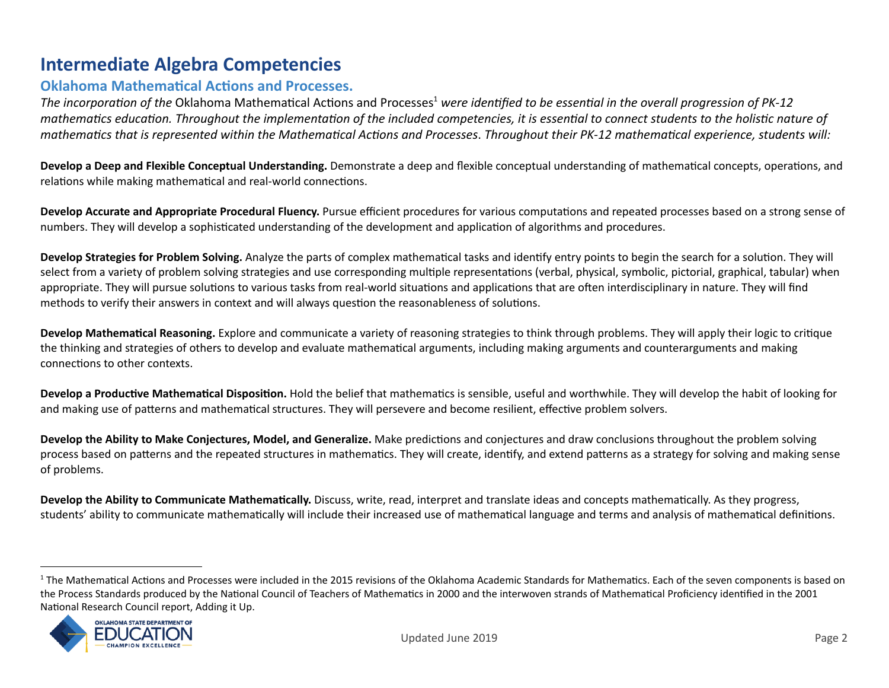# Intermediate Algebra Competencies

## Oklahoma Mathematical Actions and Processes.

*The incorporation of the* Oklahoma Mathematical Actions and Processes[1] *were identified to be essential in the overall progression of PK-12 mathematics education. Throughout the implementation of the included competencies, it is essential to connect students to the holistic nature of mathematics that is represented within the Mathematical Actions and Processes. Throughout their PK-12 mathematical experience, students will:*

**Develop a Deep and Flexible Conceptual Understanding.** Demonstrate a deep and flexible conceptual understanding of mathematical concepts, operations, and relations while making mathematical and real-world connections.

**Develop Accurate and Appropriate Procedural Fluency.** Pursue efficient procedures for various computations and repeated processes based on a strong sense of numbers. They will develop a sophisticated understanding of the development and application of algorithms and procedures.

**Develop Strategies for Problem Solving.** Analyze the parts of complex mathematical tasks and identify entry points to begin the search for a solution. They will select from a variety of problem solving strategies and use corresponding multiple representations (verbal, physical, symbolic, pictorial, graphical, tabular) when appropriate. They will pursue solutions to various tasks from real-world situations and applications that are often interdisciplinary in nature. They will find methods to verify their answers in context and will always question the reasonableness of solutions.

**Develop Mathematical Reasoning.** Explore and communicate a variety of reasoning strategies to think through problems. They will apply their logic to critique the thinking and strategies of others to develop and evaluate mathematical arguments, including making arguments and counterarguments and making connections to other contexts.

**Develop a Productive Mathematical Disposition.** Hold the belief that mathematics is sensible, useful and worthwhile. They will develop the habit of looking for and making use of patterns and mathematical structures. They will persevere and become resilient, effective problem solvers.

**Develop the Ability to Make Conjectures, Model, and Generalize.** Make predictions and conjectures and draw conclusions throughout the problem solving process based on patterns and the repeated structures in mathematics. They will create, identify, and extend patterns as a strategy for solving and making sense of problems.

**Develop the Ability to Communicate Mathematically.** Discuss, write, read, interpret and translate ideas and concepts mathematically. As they progress, students' ability to communicate mathematically will include their increased use of mathematical language and terms and analysis of mathematical definitions.

---

[1] The Mathematical Actions and Processes were included in the 2015 revisions of the Oklahoma Academic Standards for Mathematics. Each of the seven components is based on the Process Standards produced by the National Council of Teachers of Mathematics in 2000 and the interwoven strands of Mathematical Proficiency identified in the 2001 National Research Council report, Adding it Up.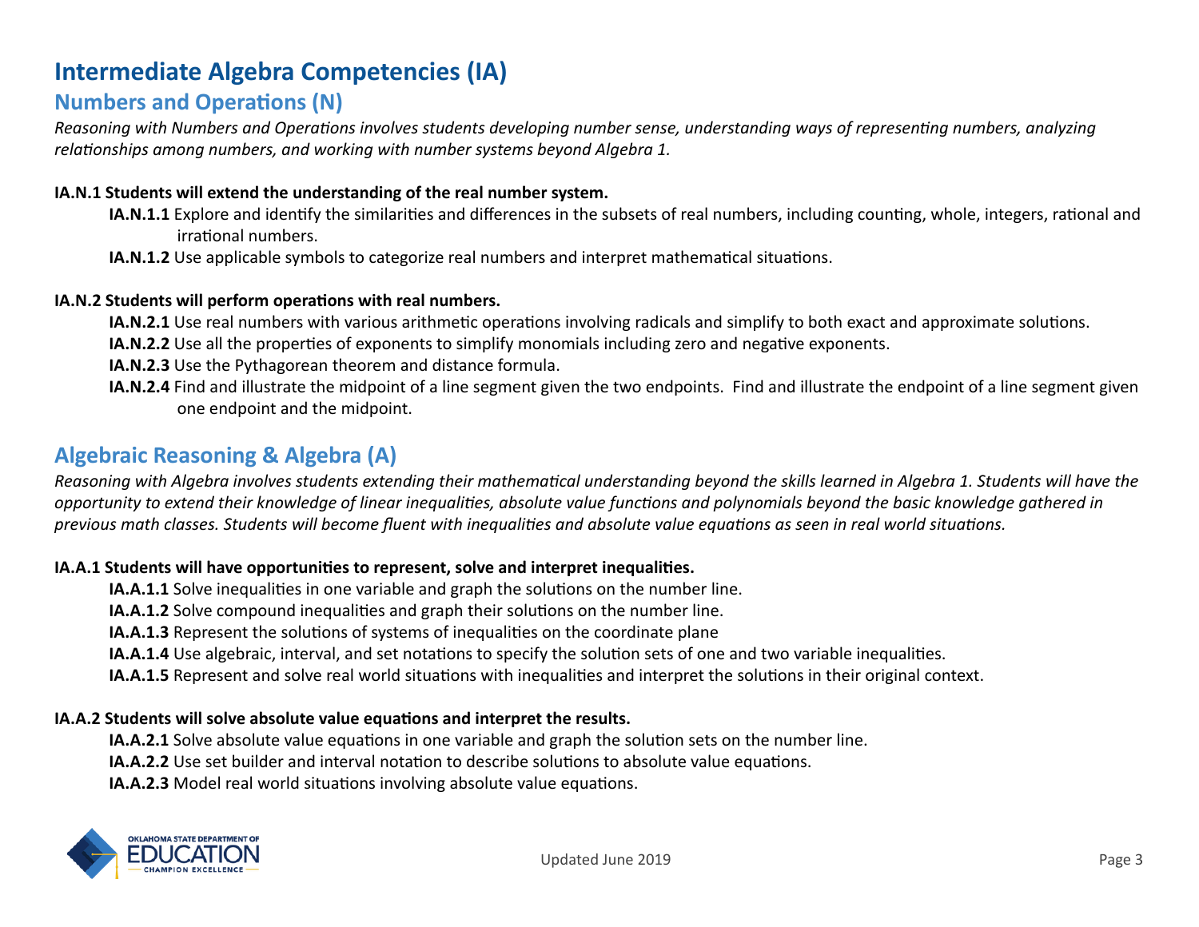# Intermediate Algebra Competencies (IA)

## Numbers and Operations (N)

*Reasoning with Numbers and Operations involves students developing number sense, understanding ways of representing numbers, analyzing relationships among numbers, and working with number systems beyond Algebra 1.*

**IA.N.1 Students will extend the understanding of the real number system.**

- **IA.N.1.1** Explore and identify the similarities and differences in the subsets of real numbers, including counting, whole, integers, rational and irrational numbers.
- **IA.N.1.2** Use applicable symbols to categorize real numbers and interpret mathematical situations.

**IA.N.2 Students will perform operations with real numbers.**

- **IA.N.2.1** Use real numbers with various arithmetic operations involving radicals and simplify to both exact and approximate solutions.
- **IA.N.2.2** Use all the properties of exponents to simplify monomials including zero and negative exponents.
- **IA.N.2.3** Use the Pythagorean theorem and distance formula.
- **IA.N.2.4** Find and illustrate the midpoint of a line segment given the two endpoints. Find and illustrate the endpoint of a line segment given one endpoint and the midpoint.

## Algebraic Reasoning & Algebra (A)

*Reasoning with Algebra involves students extending their mathematical understanding beyond the skills learned in Algebra 1. Students will have the opportunity to extend their knowledge of linear inequalities, absolute value functions and polynomials beyond the basic knowledge gathered in previous math classes. Students will become fluent with inequalities and absolute value equations as seen in real world situations.*

**IA.A.1 Students will have opportunities to represent, solve and interpret inequalities.**

- **IA.A.1.1** Solve inequalities in one variable and graph the solutions on the number line.
- **IA.A.1.2** Solve compound inequalities and graph their solutions on the number line.
- **IA.A.1.3** Represent the solutions of systems of inequalities on the coordinate plane
- **IA.A.1.4** Use algebraic, interval, and set notations to specify the solution sets of one and two variable inequalities.
- **IA.A.1.5** Represent and solve real world situations with inequalities and interpret the solutions in their original context.

**IA.A.2 Students will solve absolute value equations and interpret the results.**

- **IA.A.2.1** Solve absolute value equations in one variable and graph the solution sets on the number line.
- **IA.A.2.2** Use set builder and interval notation to describe solutions to absolute value equations.
- **IA.A.2.3** Model real world situations involving absolute value equations.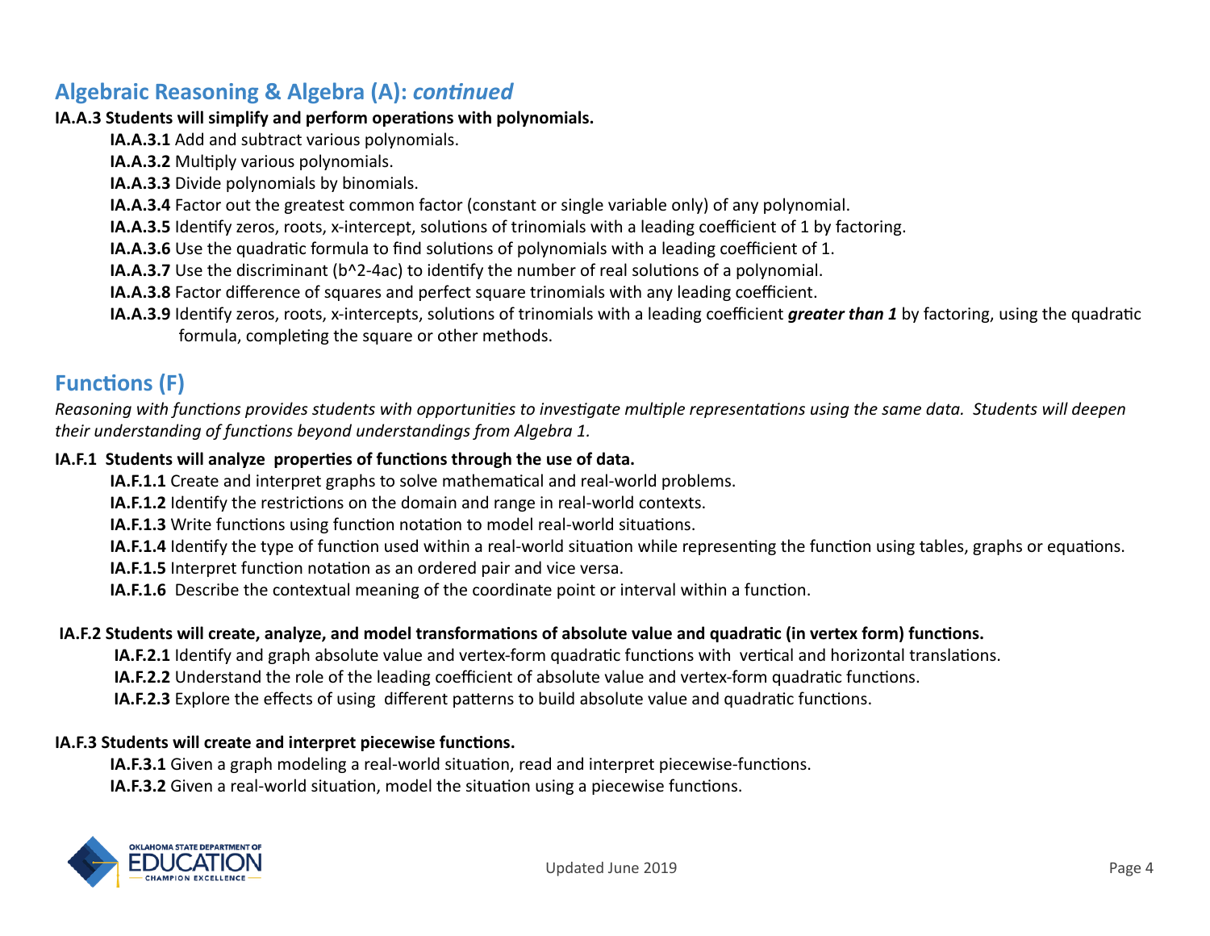## Algebraic Reasoning & Algebra (A): *continued*

**IA.A.3 Students will simplify and perform operations with polynomials.**

- **IA.A.3.1** Add and subtract various polynomials.
- **IA.A.3.2** Multiply various polynomials.
- **IA.A.3.3** Divide polynomials by binomials.
- **IA.A.3.4** Factor out the greatest common factor (constant or single variable only) of any polynomial.
- **IA.A.3.5** Identify zeros, roots, x-intercept, solutions of trinomials with a leading coefficient of 1 by factoring.
- **IA.A.3.6** Use the quadratic formula to find solutions of polynomials with a leading coefficient of 1.
- **IA.A.3.7** Use the discriminant (b^2-4ac) to identify the number of real solutions of a polynomial.
- **IA.A.3.8** Factor difference of squares and perfect square trinomials with any leading coefficient.
- **IA.A.3.9** Identify zeros, roots, x-intercepts, solutions of trinomials with a leading coefficient ***greater than 1*** by factoring, using the quadratic formula, completing the square or other methods.

## Functions (F)

*Reasoning with functions provides students with opportunities to investigate multiple representations using the same data. Students will deepen their understanding of functions beyond understandings from Algebra 1.*

**IA.F.1 Students will analyze properties of functions through the use of data.**

- **IA.F.1.1** Create and interpret graphs to solve mathematical and real-world problems.
- **IA.F.1.2** Identify the restrictions on the domain and range in real-world contexts.
- **IA.F.1.3** Write functions using function notation to model real-world situations.
- **IA.F.1.4** Identify the type of function used within a real-world situation while representing the function using tables, graphs or equations.
- **IA.F.1.5** Interpret function notation as an ordered pair and vice versa.
- **IA.F.1.6** Describe the contextual meaning of the coordinate point or interval within a function.

**IA.F.2 Students will create, analyze, and model transformations of absolute value and quadratic (in vertex form) functions.**

- **IA.F.2.1** Identify and graph absolute value and vertex-form quadratic functions with vertical and horizontal translations.
- **IA.F.2.2** Understand the role of the leading coefficient of absolute value and vertex-form quadratic functions.
- **IA.F.2.3** Explore the effects of using different patterns to build absolute value and quadratic functions.

**IA.F.3 Students will create and interpret piecewise functions.**

- **IA.F.3.1** Given a graph modeling a real-world situation, read and interpret piecewise-functions.
- **IA.F.3.2** Given a real-world situation, model the situation using a piecewise functions.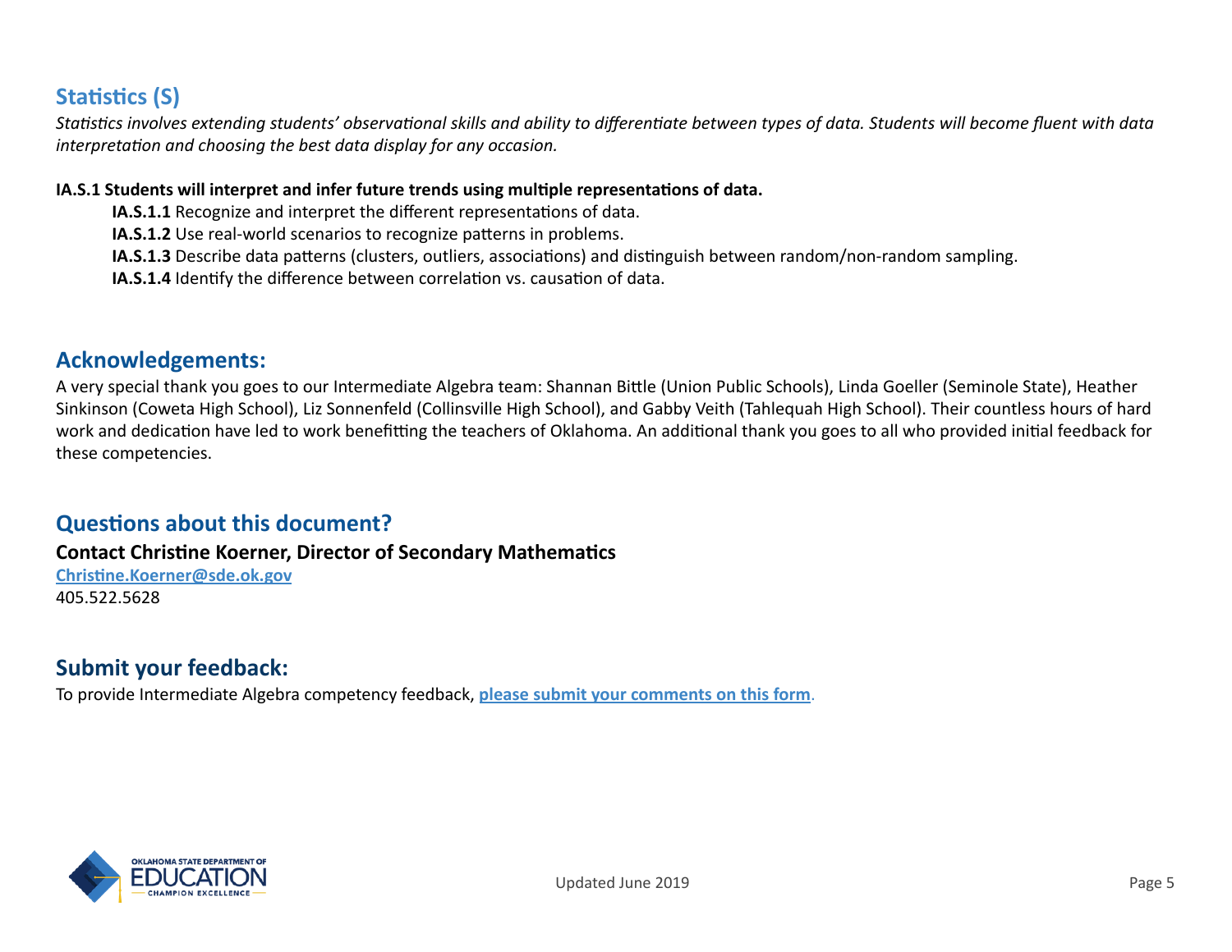## Statistics (S)

*Statistics involves extending students' observational skills and ability to differentiate between types of data. Students will become fluent with data interpretation and choosing the best data display for any occasion.*

**IA.S.1 Students will interpret and infer future trends using multiple representations of data.**

- **IA.S.1.1** Recognize and interpret the different representations of data.
- **IA.S.1.2** Use real-world scenarios to recognize patterns in problems.
- **IA.S.1.3** Describe data patterns (clusters, outliers, associations) and distinguish between random/non-random sampling.
- **IA.S.1.4** Identify the difference between correlation vs. causation of data.

## Acknowledgements:

A very special thank you goes to our Intermediate Algebra team: Shannan Bittle (Union Public Schools), Linda Goeller (Seminole State), Heather Sinkinson (Coweta High School), Liz Sonnenfeld (Collinsville High School), and Gabby Veith (Tahlequah High School). Their countless hours of hard work and dedication have led to work benefitting the teachers of Oklahoma. An additional thank you goes to all who provided initial feedback for these competencies.

## Questions about this document?

**Contact Christine Koerner, Director of Secondary Mathematics**

Christine.Koerner@sde.ok.gov

405.522.5628

## Submit your feedback:

To provide Intermediate Algebra competency feedback, **please submit your comments on this form**.

Updated June 2019